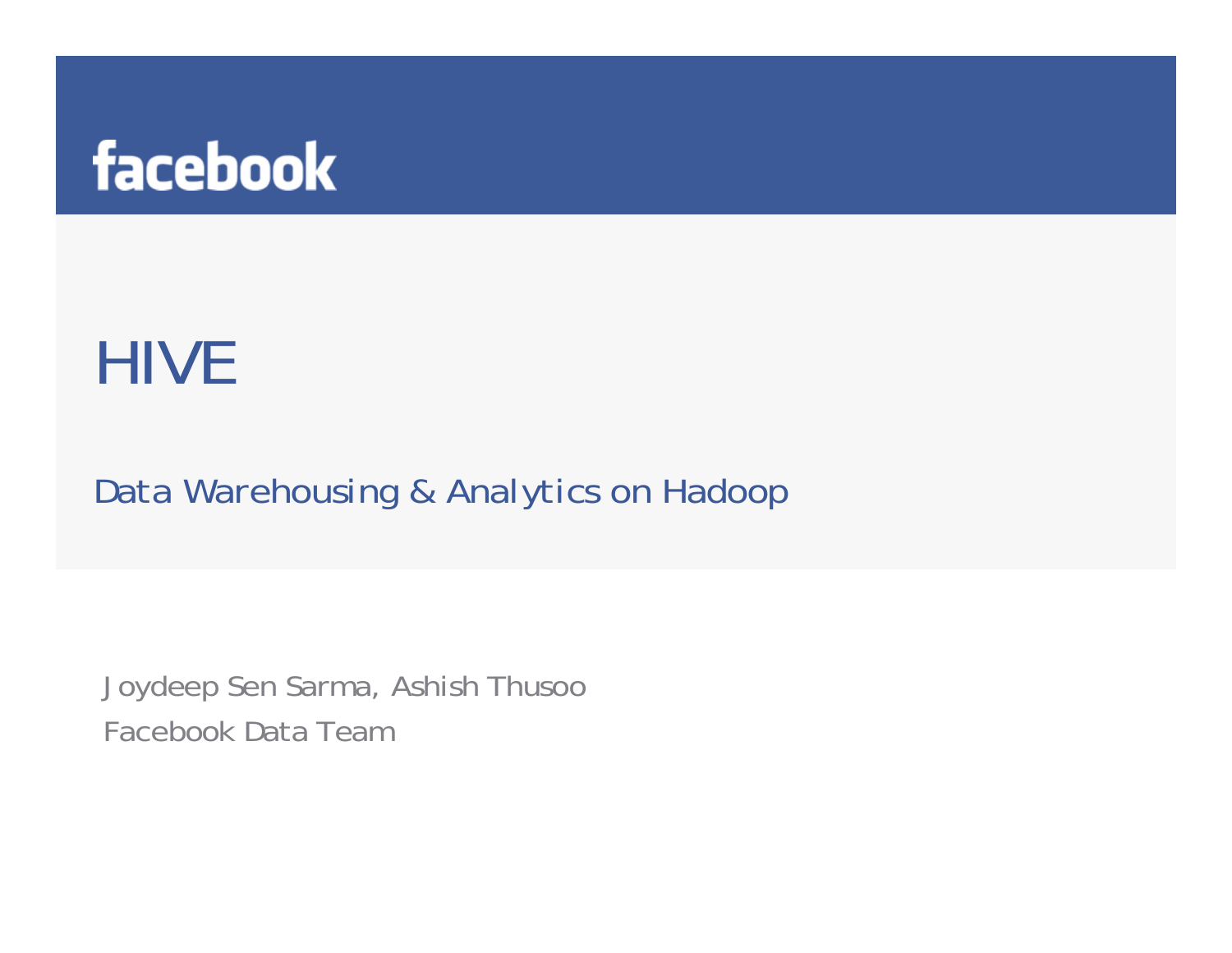facebook

# HIVE

## Data Warehousing & Analytics on Hadoop

Joydeep Sen Sarma, Ashish Thusoo

Facebook Data Team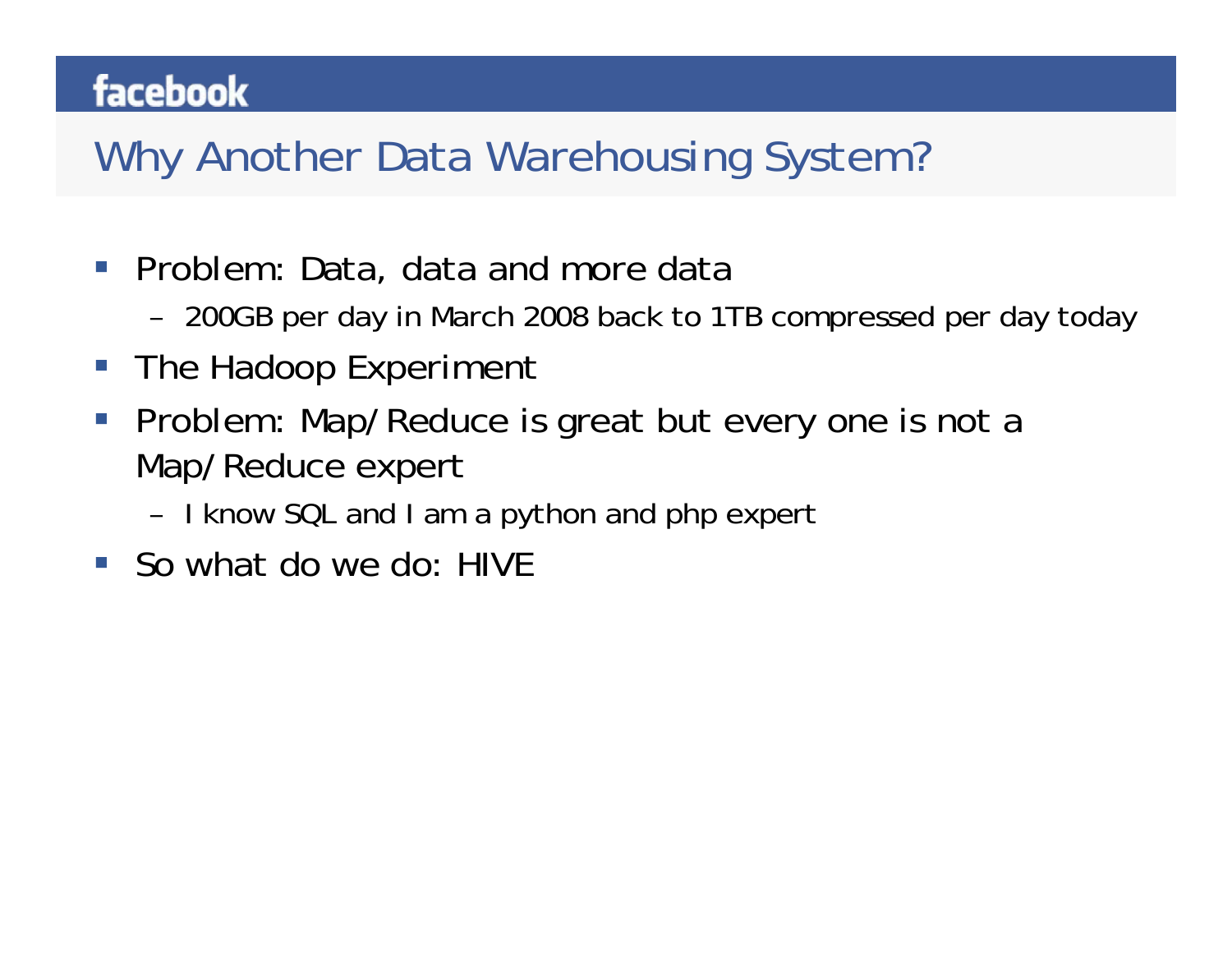## Why Another Data Warehousing System?

- Problem: Data, data and more data
  - 200GB per day in March 2008 back to 1TB compressed per day today
- The Hadoop Experiment
- Problem: Map/Reduce is great but every one is not a Map/Reduce expert
  - I know SQL and I am a python and php expert
- So what do we do: HIVE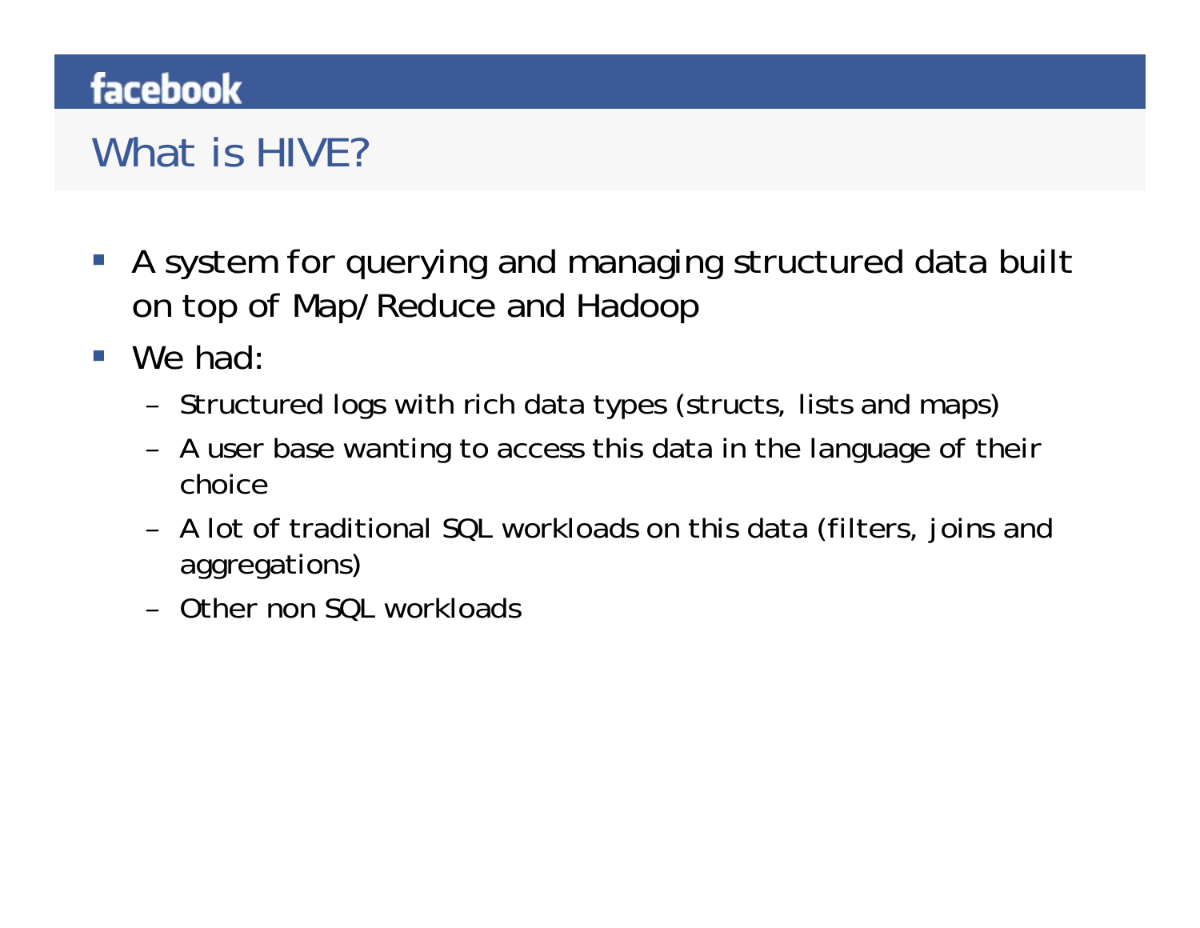## What is HIVE?

- A system for querying and managing structured data built on top of Map/Reduce and Hadoop
- We had:
  - Structured logs with rich data types (structs, lists and maps)
  - A user base wanting to access this data in the language of their choice
  - A lot of traditional SQL workloads on this data (filters, joins and aggregations)
  - Other non SQL workloads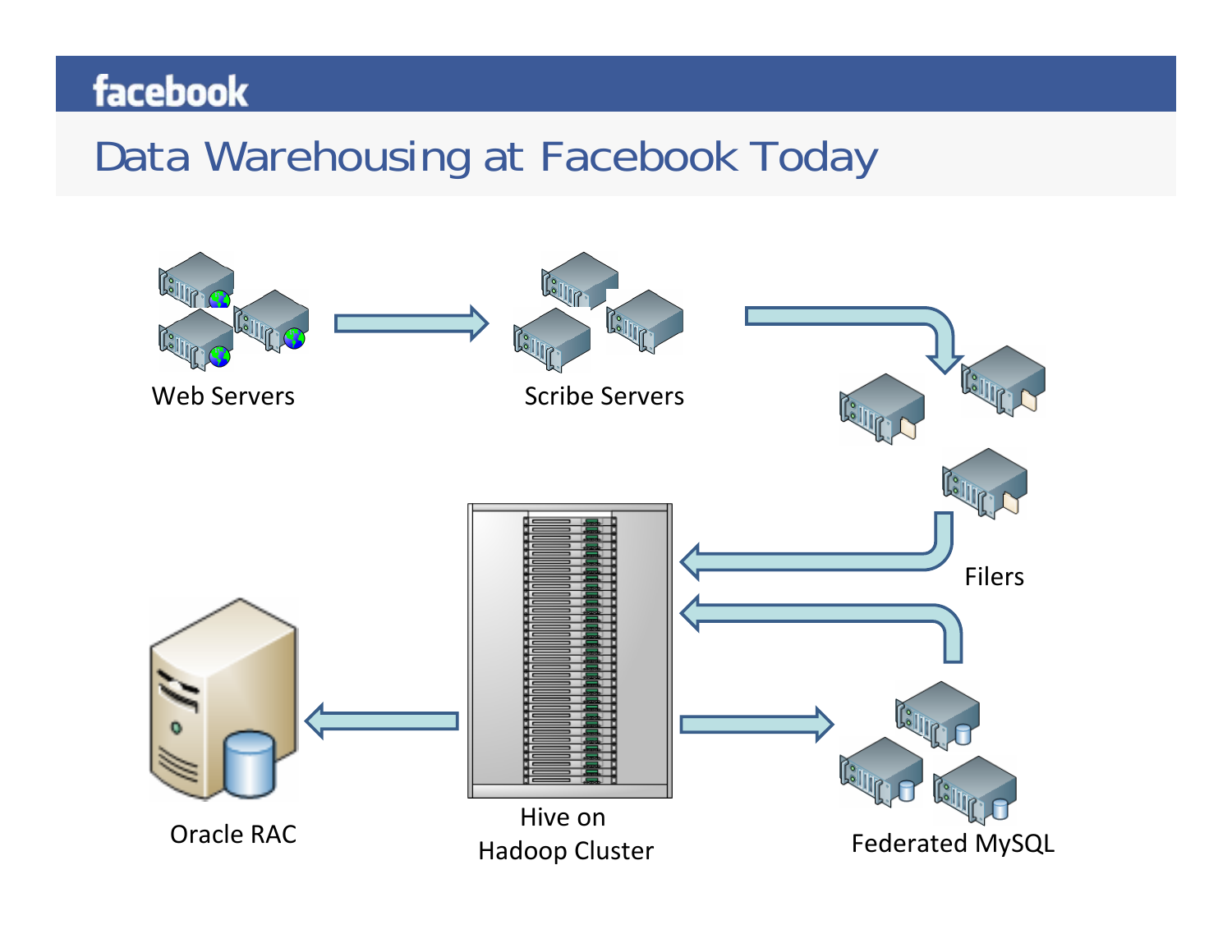# Data Warehousing at Facebook Today

Web Servers

Scribe Servers

Filers

Hive on Hadoop Cluster

Oracle RAC

Federated MySQL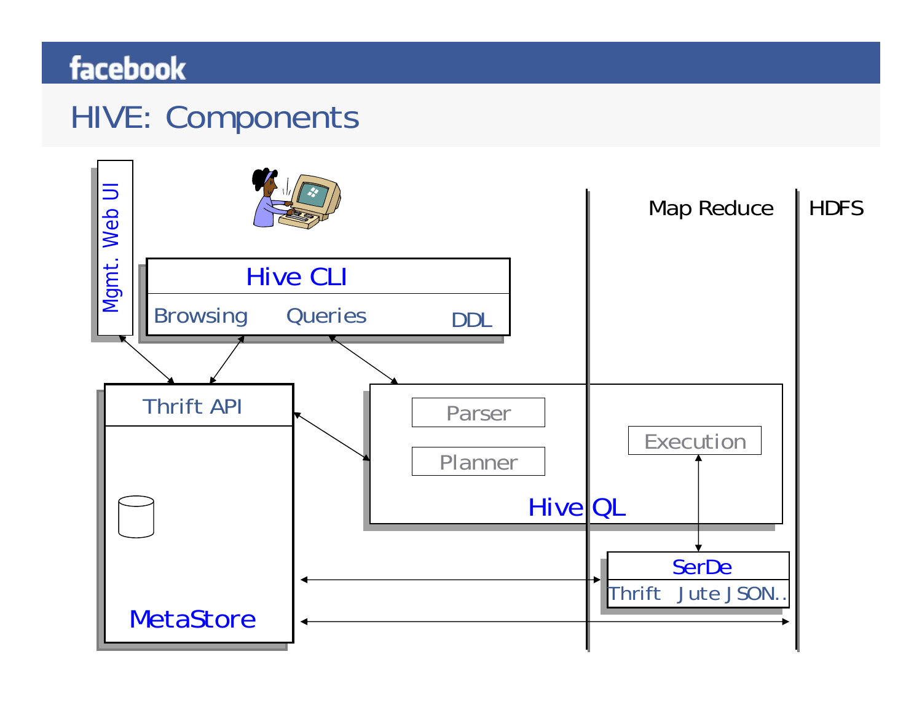# HIVE: Components

Mgmt. Web UI

Hive CLI

Browsing Queries DDL

Map Reduce

HDFS

Thrift API

MetaStore

Parser

Planner

Execution

Hive QL

SerDe

Thrift Jute JSON..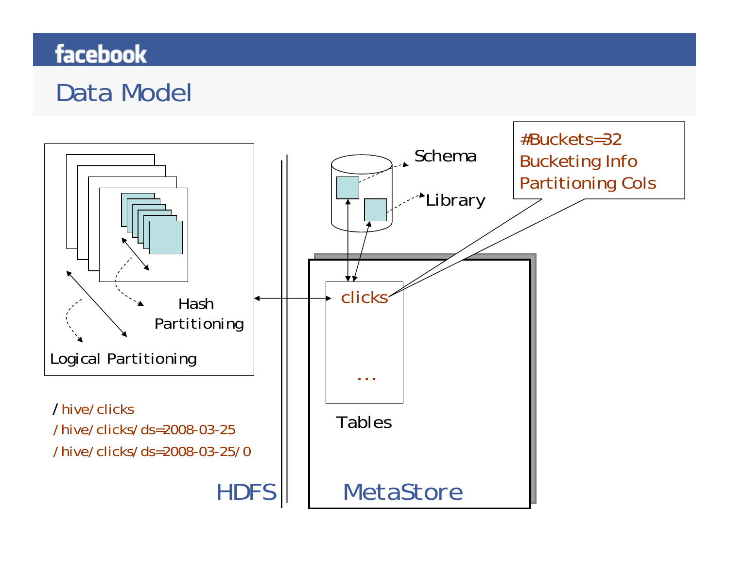# Data Model

Logical Partitioning

Hash Partitioning

/hive/clicks
/hive/clicks/ds=2008-03-25
/hive/clicks/ds=2008-03-25/0

HDFS

Schema

Library

#Buckets=32
Bucketing Info
Partitioning Cols

clicks

...

Tables

MetaStore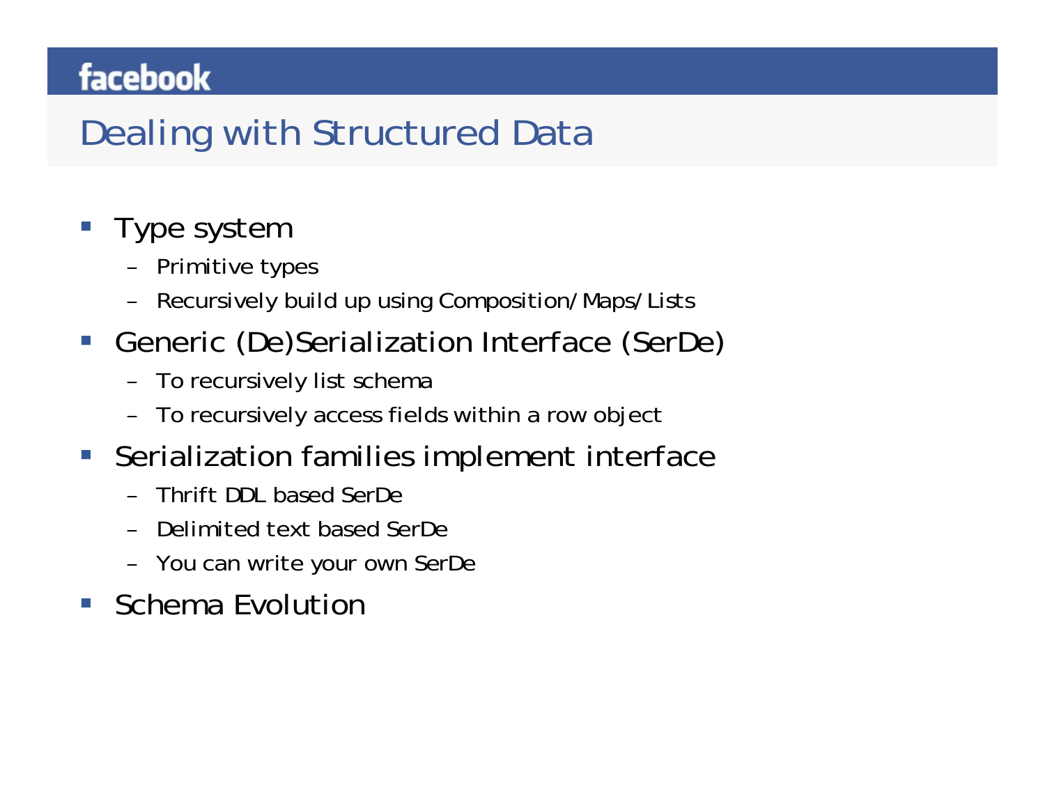# Dealing with Structured Data

- Type system
  - Primitive types
  - Recursively build up using Composition/Maps/Lists
- Generic (De)Serialization Interface (SerDe)
  - To recursively list schema
  - To recursively access fields within a row object
- Serialization families implement interface
  - Thrift DDL based SerDe
  - Delimited text based SerDe
  - You can write your own SerDe
- Schema Evolution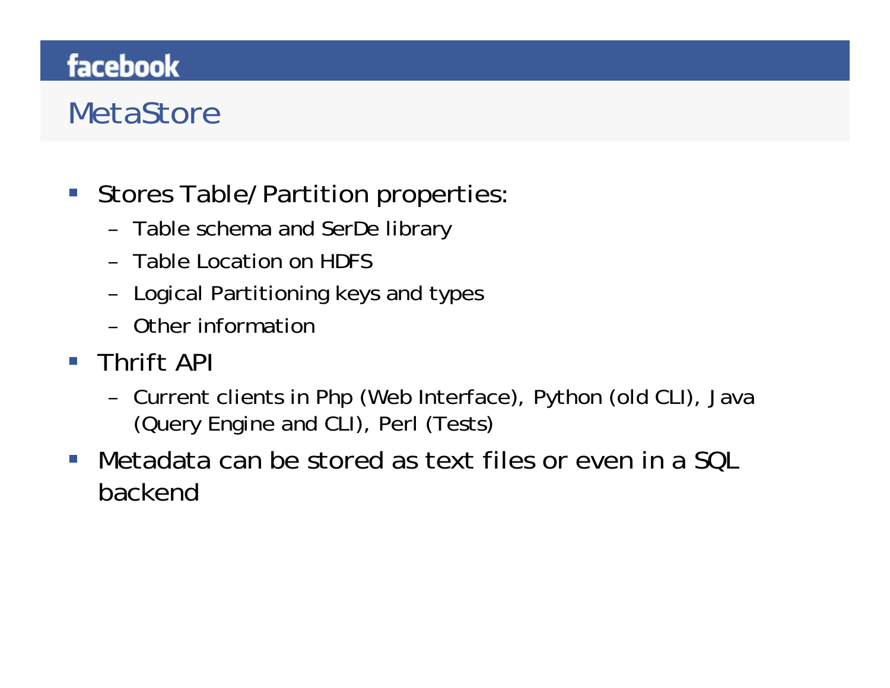## MetaStore

- Stores Table/Partition properties:
  - Table schema and SerDe library
  - Table Location on HDFS
  - Logical Partitioning keys and types
  - Other information
- Thrift API
  - Current clients in Php (Web Interface), Python (old CLI), Java (Query Engine and CLI), Perl (Tests)
- Metadata can be stored as text files or even in a SQL backend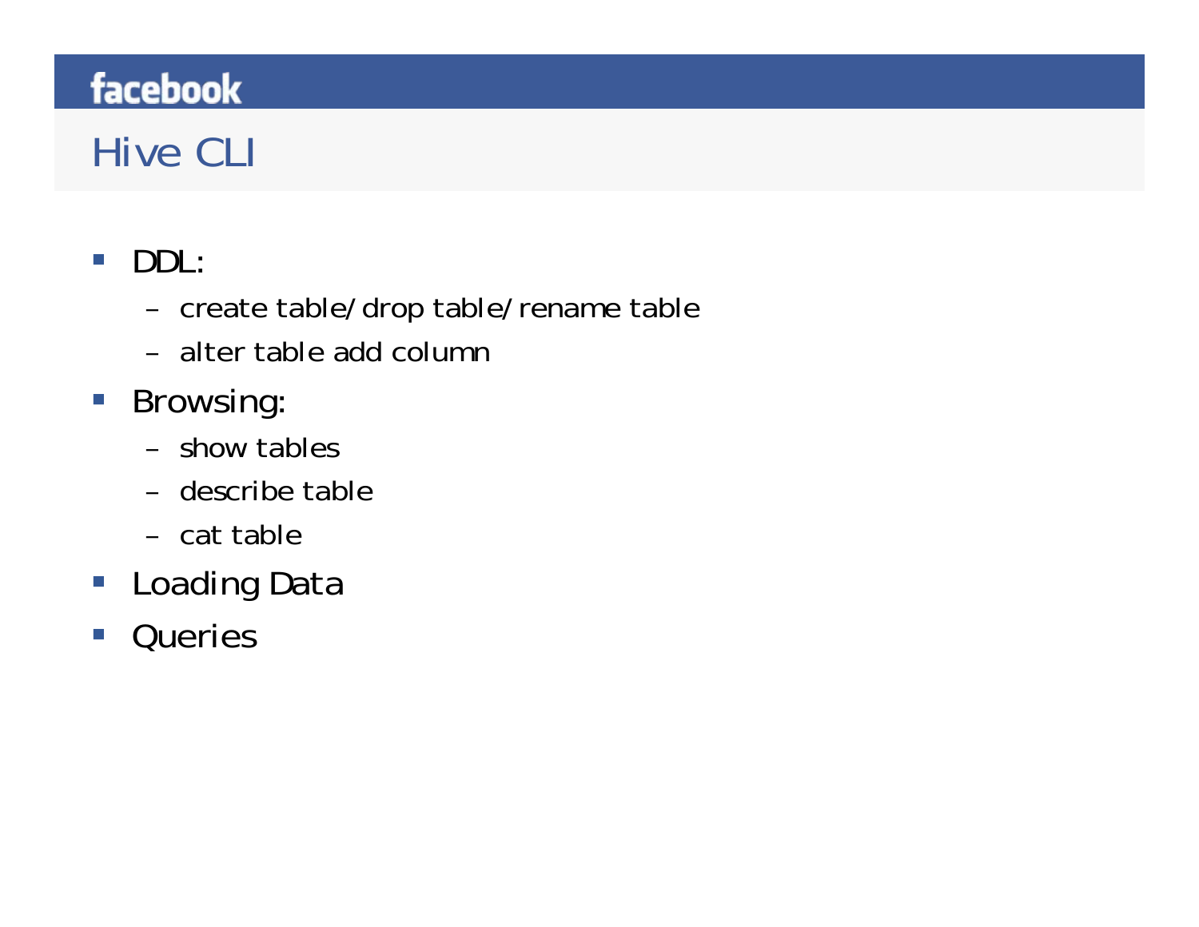# Hive CLI

- DDL:
  - create table/drop table/rename table
  - alter table add column
- Browsing:
  - show tables
  - describe table
  - cat table
- Loading Data
- Queries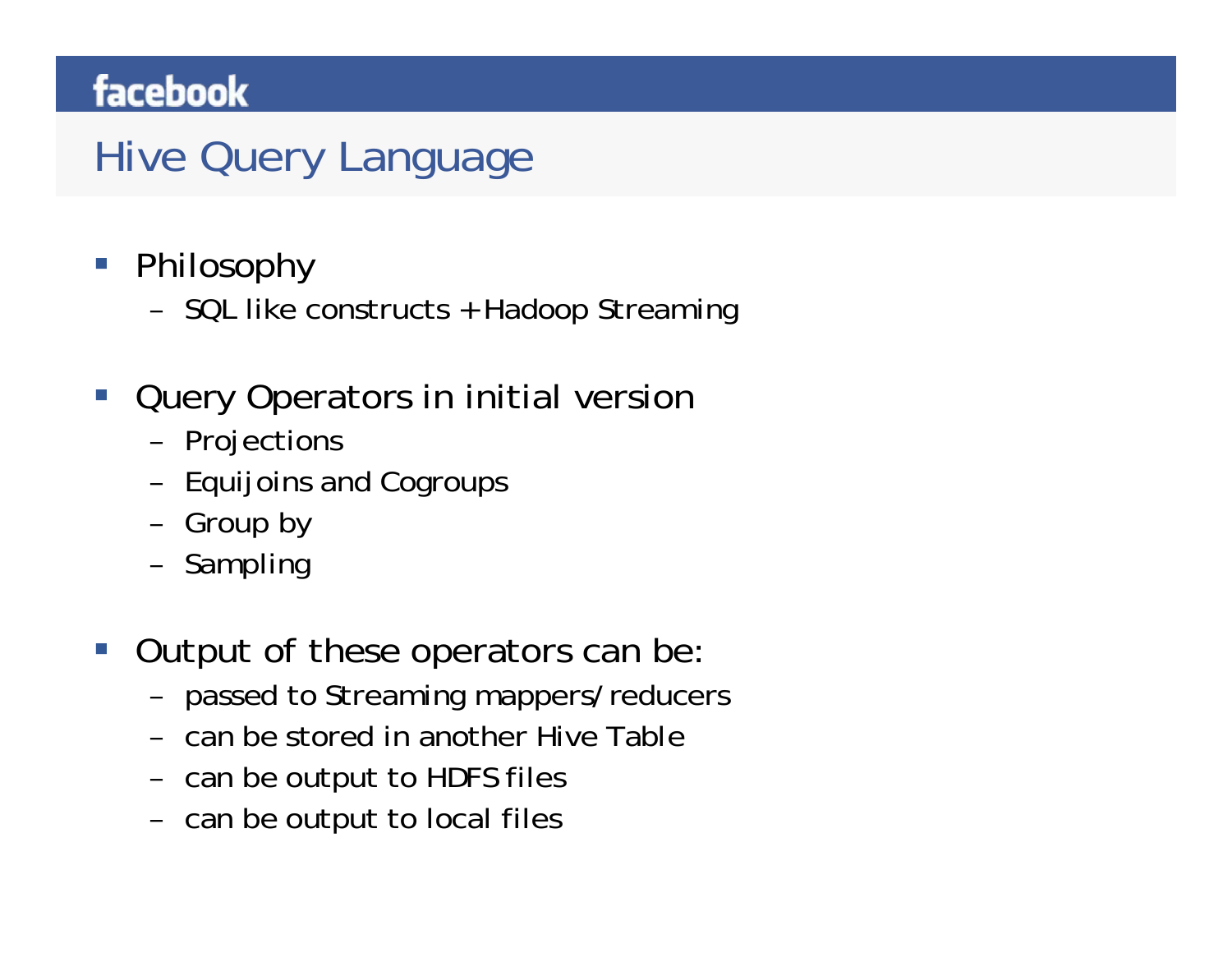# Hive Query Language

- Philosophy
  - SQL like constructs + Hadoop Streaming
- Query Operators in initial version
  - Projections
  - Equijoins and Cogroups
  - Group by
  - Sampling
- Output of these operators can be:
  - passed to Streaming mappers/reducers
  - can be stored in another Hive Table
  - can be output to HDFS files
  - can be output to local files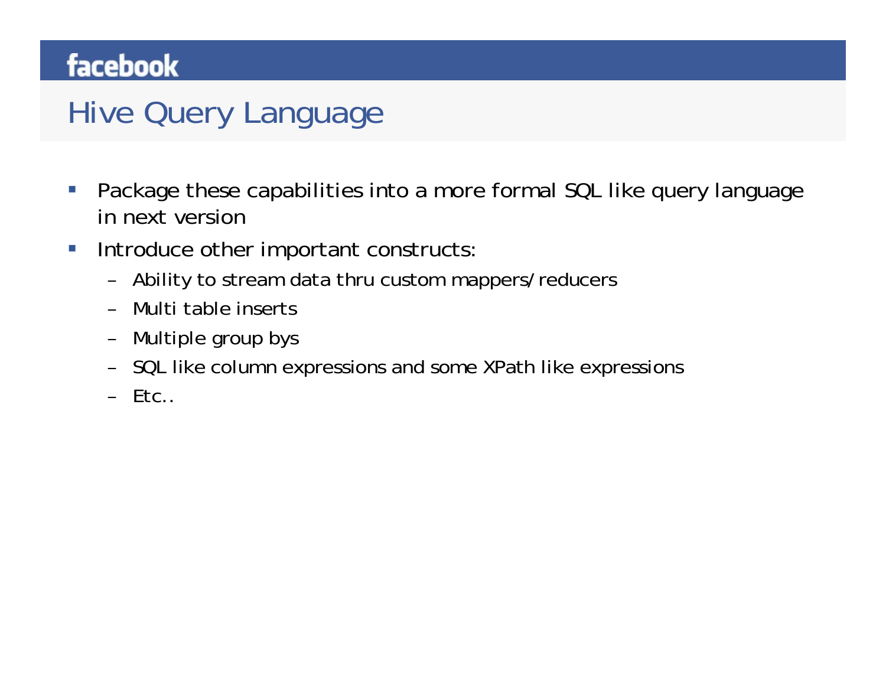# Hive Query Language

- Package these capabilities into a more formal SQL like query language in next version
- Introduce other important constructs:
  - Ability to stream data thru custom mappers/reducers
  - Multi table inserts
  - Multiple group bys
  - SQL like column expressions and some XPath like expressions
  - Etc..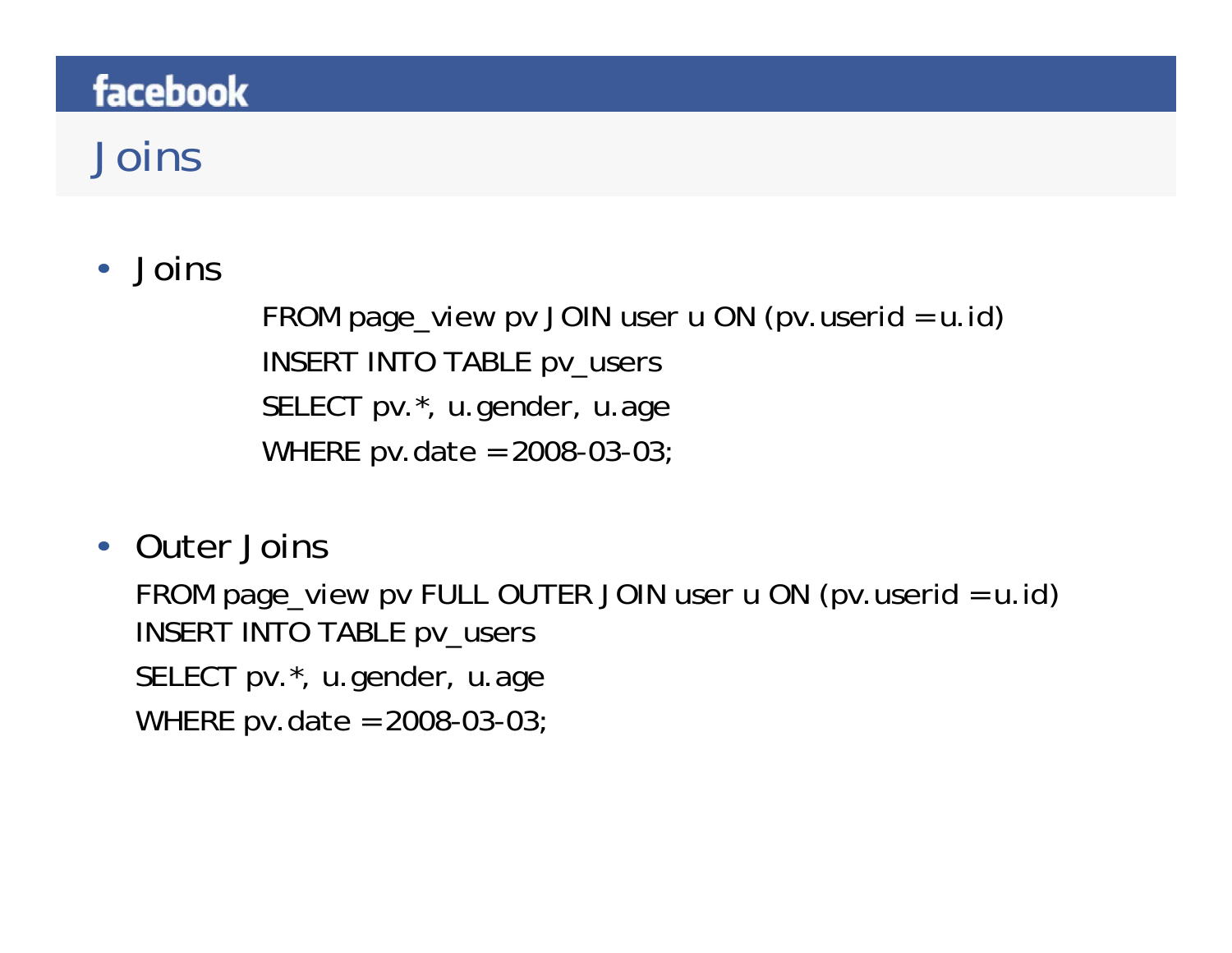# Joins

- Joins

```
FROM page_view pv JOIN user u ON (pv.userid = u.id)
INSERT INTO TABLE pv_users
SELECT pv.*, u.gender, u.age
WHERE pv.date = 2008-03-03;
```

- Outer Joins

```
FROM page_view pv FULL OUTER JOIN user u ON (pv.userid = u.id)
INSERT INTO TABLE pv_users
SELECT pv.*, u.gender, u.age
WHERE pv.date = 2008-03-03;
```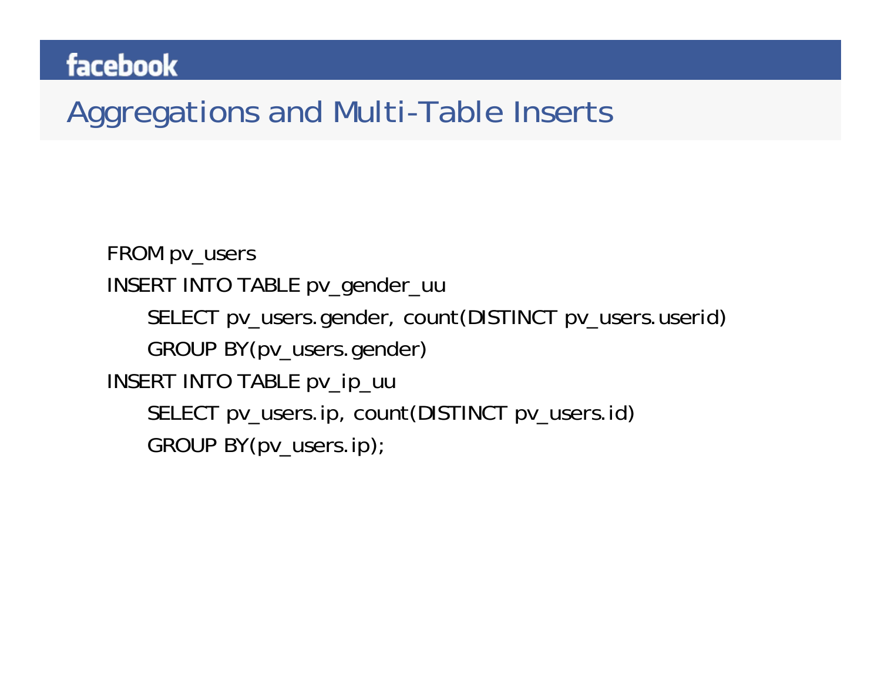## Aggregations and Multi-Table Inserts

```
FROM pv_users
INSERT INTO TABLE pv_gender_uu
    SELECT pv_users.gender, count(DISTINCT pv_users.userid)
    GROUP BY(pv_users.gender)
INSERT INTO TABLE pv_ip_uu
    SELECT pv_users.ip, count(DISTINCT pv_users.id)
    GROUP BY(pv_users.ip);
```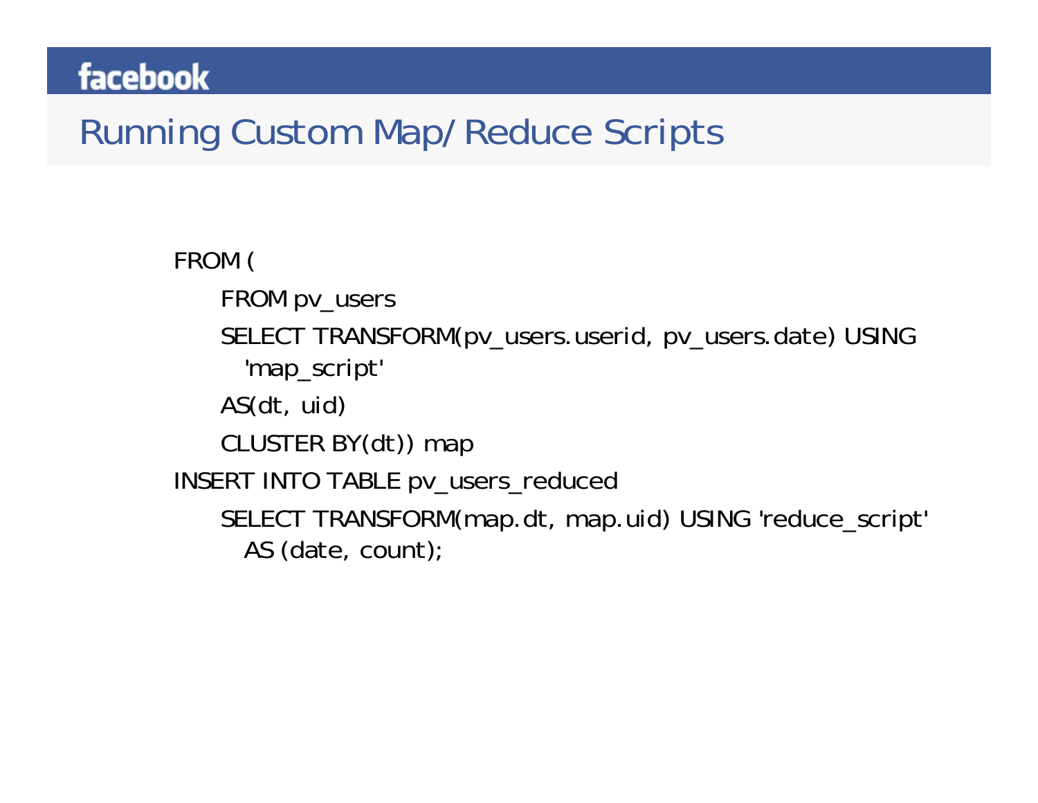# Running Custom Map/Reduce Scripts

```
FROM (
    FROM pv_users
    SELECT TRANSFORM(pv_users.userid, pv_users.date) USING
      'map_script'
    AS(dt, uid)
    CLUSTER BY(dt)) map
INSERT INTO TABLE pv_users_reduced
    SELECT TRANSFORM(map.dt, map.uid) USING 'reduce_script'
      AS (date, count);
```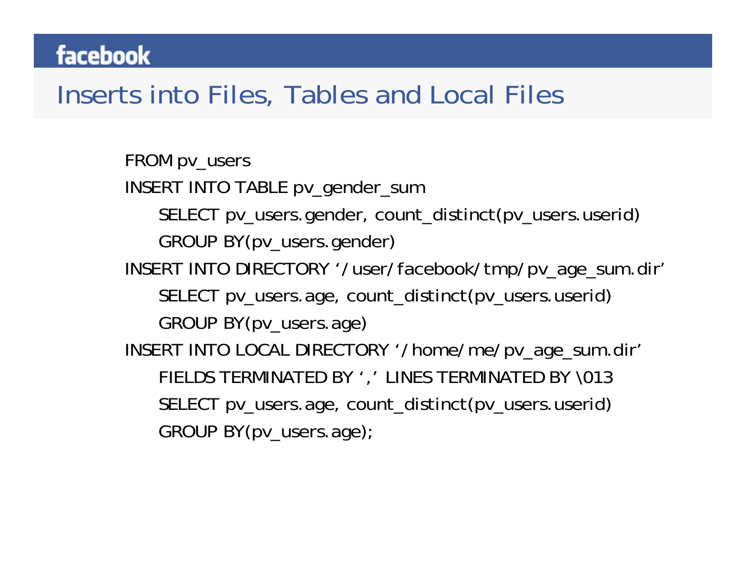# Inserts into Files, Tables and Local Files

```
FROM pv_users
INSERT INTO TABLE pv_gender_sum
    SELECT pv_users.gender, count_distinct(pv_users.userid)
    GROUP BY(pv_users.gender)
INSERT INTO DIRECTORY '/user/facebook/tmp/pv_age_sum.dir'
    SELECT pv_users.age, count_distinct(pv_users.userid)
    GROUP BY(pv_users.age)
INSERT INTO LOCAL DIRECTORY '/home/me/pv_age_sum.dir'
    FIELDS TERMINATED BY ',' LINES TERMINATED BY \013
    SELECT pv_users.age, count_distinct(pv_users.userid)
    GROUP BY(pv_users.age);
```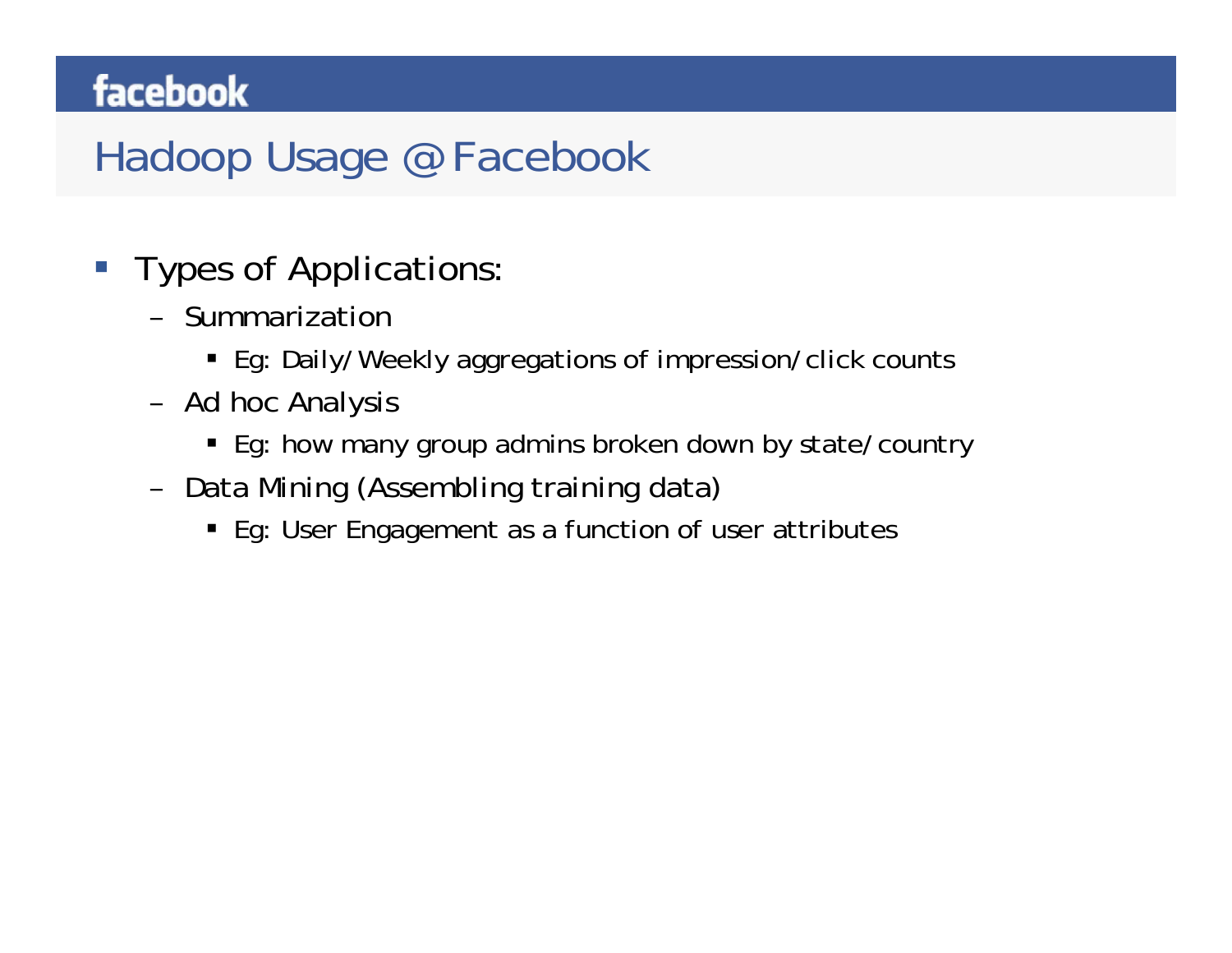# Hadoop Usage @ Facebook

- Types of Applications:
  - Summarization
    - Eg: Daily/Weekly aggregations of impression/click counts
  - Ad hoc Analysis
    - Eg: how many group admins broken down by state/country
  - Data Mining (Assembling training data)
    - Eg: User Engagement as a function of user attributes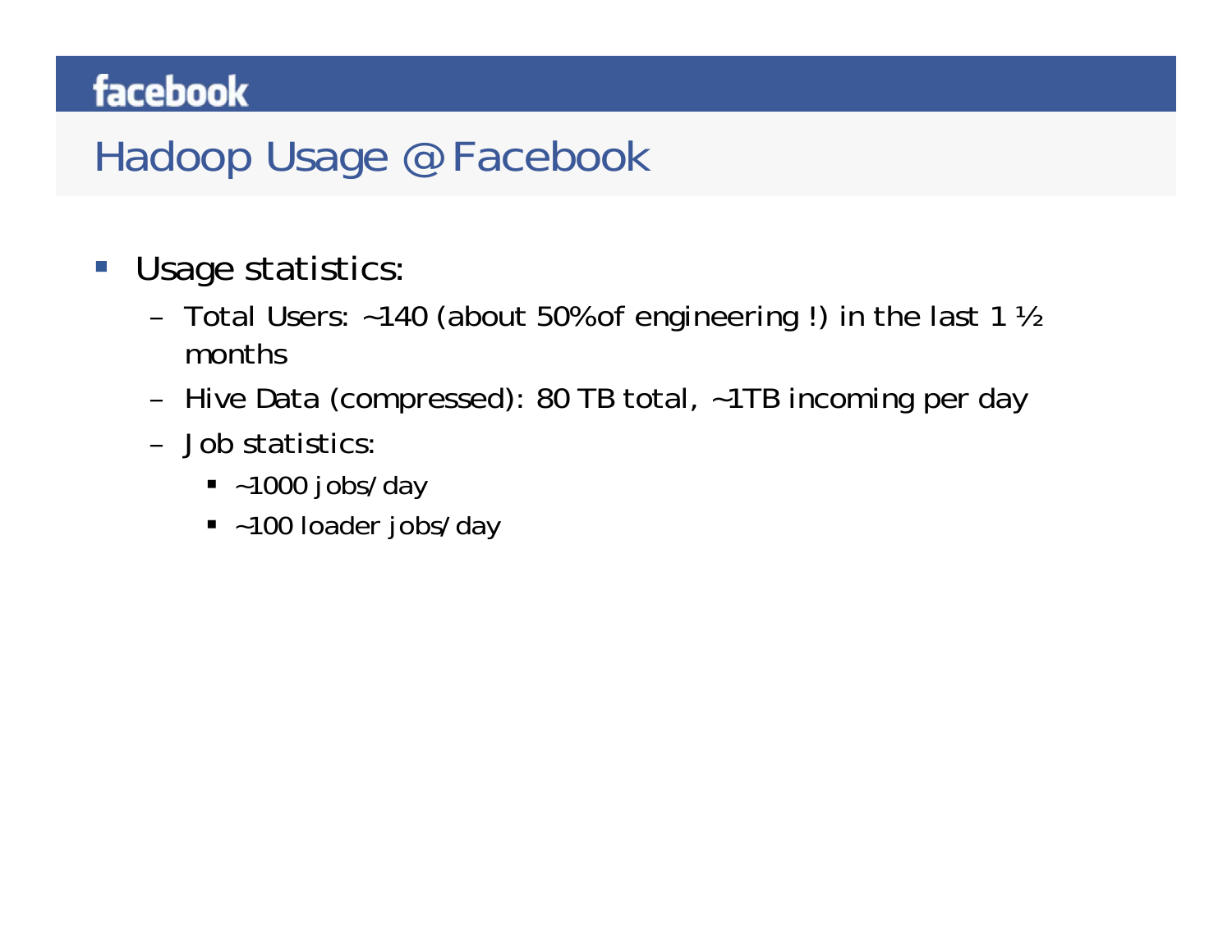# Hadoop Usage @ Facebook

- Usage statistics:
  - Total Users: ~140 (about 50% of engineering !) in the last 1 ½ months
  - Hive Data (compressed): 80 TB total, ~1TB incoming per day
  - Job statistics:
    - ~1000 jobs/day
    - ~100 loader jobs/day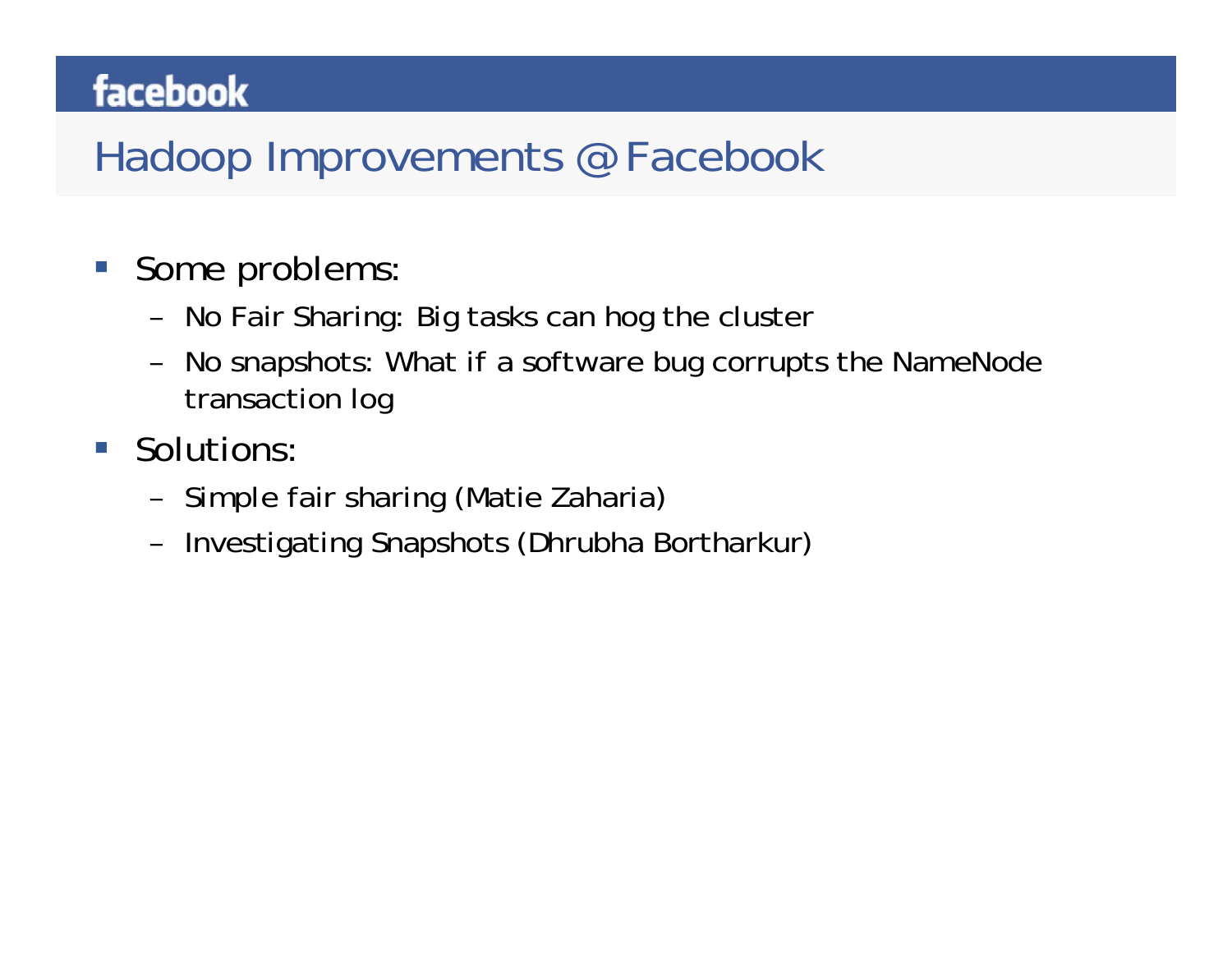# Hadoop Improvements @ Facebook

- Some problems:
  - No Fair Sharing: Big tasks can hog the cluster
  - No snapshots: What if a software bug corrupts the NameNode transaction log
- Solutions:
  - Simple fair sharing (Matie Zaharia)
  - Investigating Snapshots (Dhrubha Bortharkur)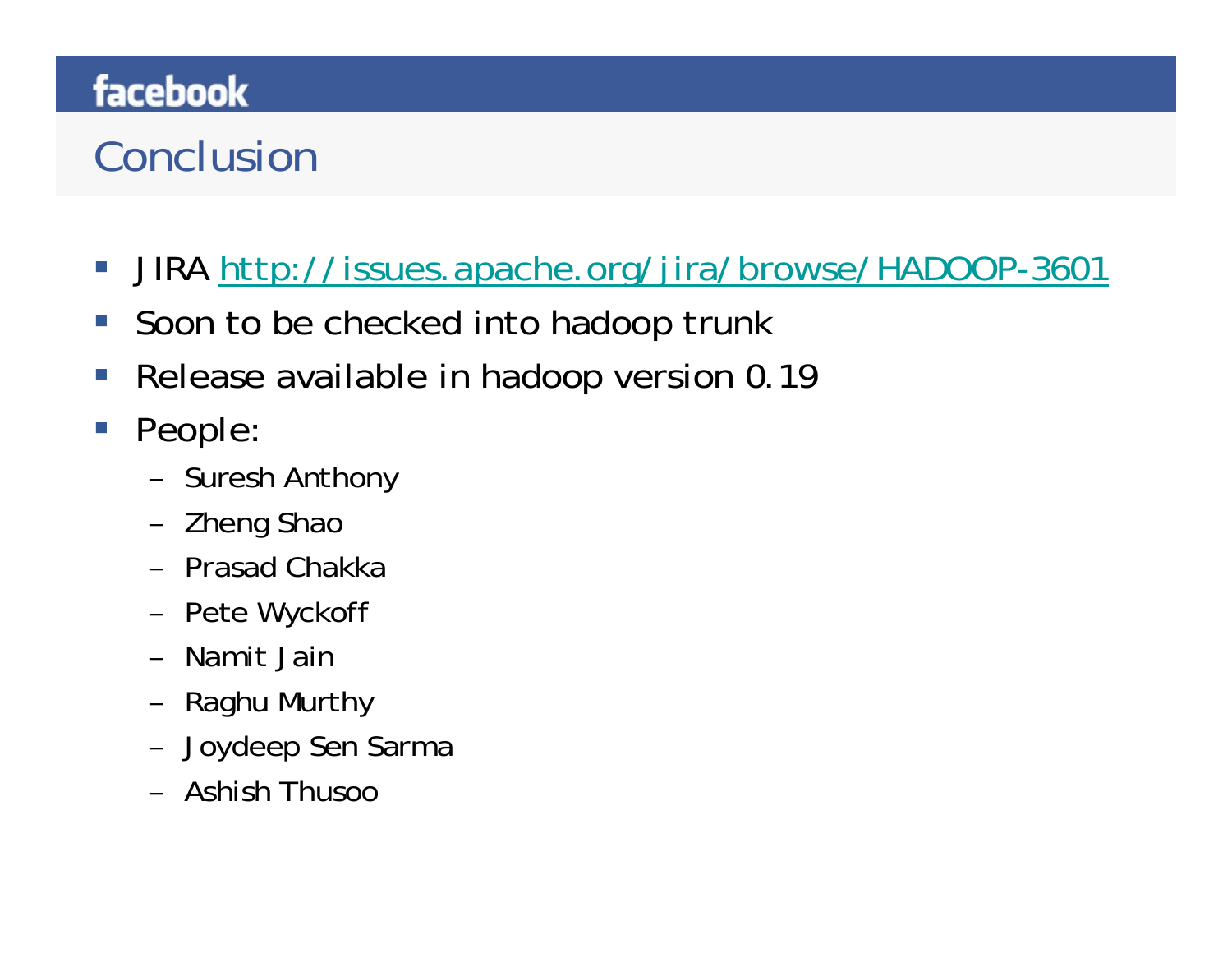## Conclusion

- JIRA [http://issues.apache.org/jira/browse/HADOOP-3601](http://issues.apache.org/jira/browse/HADOOP-3601)
- Soon to be checked into hadoop trunk
- Release available in hadoop version 0.19
- People:
  - Suresh Anthony
  - Zheng Shao
  - Prasad Chakka
  - Pete Wyckoff
  - Namit Jain
  - Raghu Murthy
  - Joydeep Sen Sarma
  - Ashish Thusoo